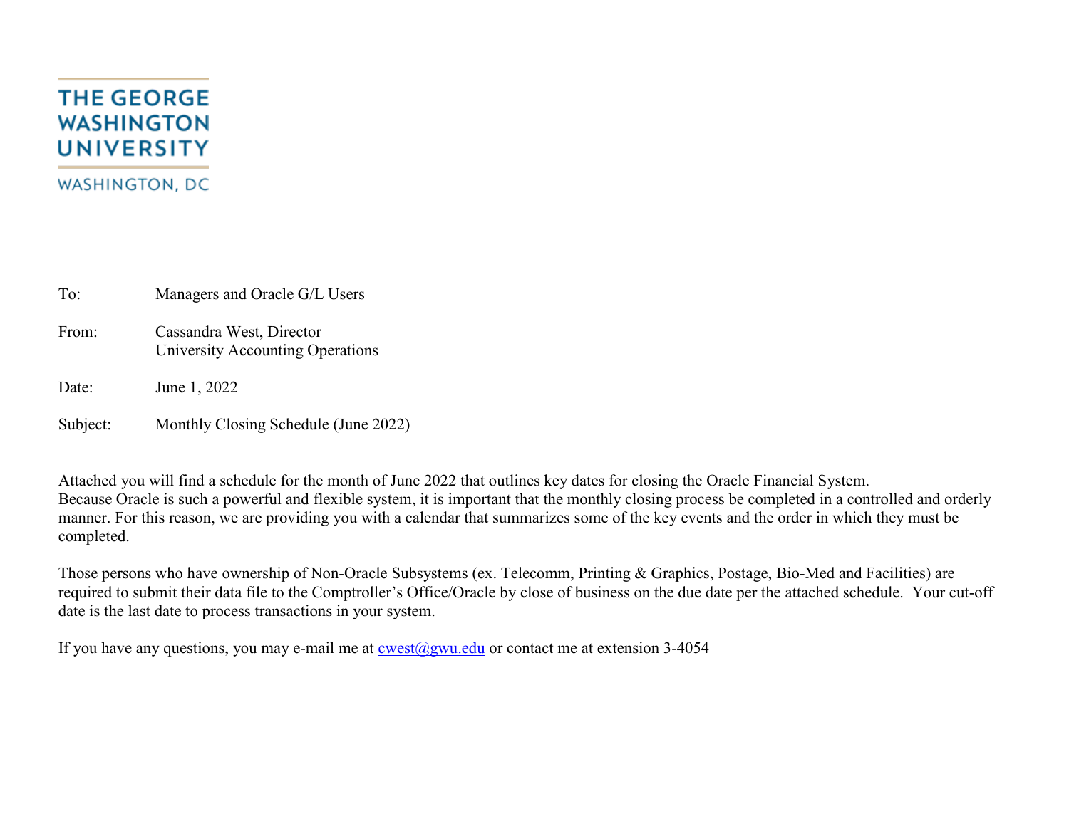THE GEORGE WASHINGTON UNIVERSITY

WASHINGTON, DC

To: Managers and Oracle G/L Users

From: Cassandra West, Director
University Accounting Operations

Date: June 1, 2022

Subject: Monthly Closing Schedule (June 2022)

Attached you will find a schedule for the month of June 2022 that outlines key dates for closing the Oracle Financial System. Because Oracle is such a powerful and flexible system, it is important that the monthly closing process be completed in a controlled and orderly manner. For this reason, we are providing you with a calendar that summarizes some of the key events and the order in which they must be completed.

Those persons who have ownership of Non-Oracle Subsystems (ex. Telecomm, Printing & Graphics, Postage, Bio-Med and Facilities) are required to submit their data file to the Comptroller's Office/Oracle by close of business on the due date per the attached schedule. Your cut-off date is the last date to process transactions in your system.

If you have any questions, you may e-mail me at cwest@gwu.edu or contact me at extension 3-4054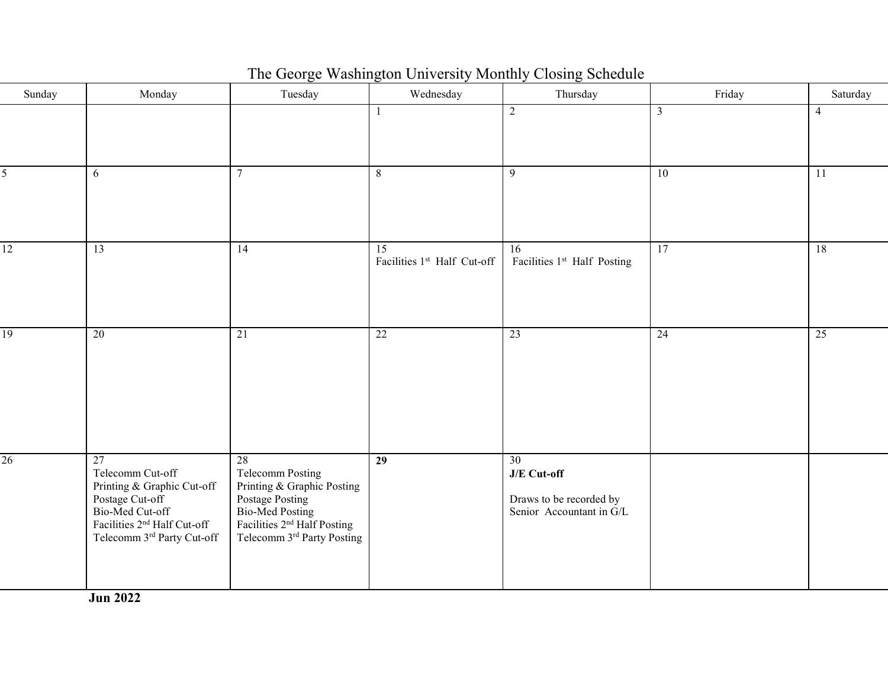# The George Washington University Monthly Closing Schedule

| Sunday | Monday | Tuesday | Wednesday | Thursday | Friday | Saturday |
| --- | --- | --- | --- | --- | --- | --- |
| | | | 1 | 2 | 3 | 4 |
| 5 | 6 | 7 | 8 | 9 | 10 | 11 |
| 12 | 13 | 14 | 15<br>Facilities 1st Half Cut-off | 16<br>Facilities 1st Half Posting | 17 | 18 |
| 19 | 20 | 21 | 22 | 23 | 24 | 25 |
| 26 | 27<br>Telecomm Cut-off<br>Printing & Graphic Cut-off<br>Postage Cut-off<br>Bio-Med Cut-off<br>Facilities 2nd Half Cut-off<br>Telecomm 3rd Party Cut-off | 28<br>Telecomm Posting<br>Printing & Graphic Posting<br>Postage Posting<br>Bio-Med Posting<br>Facilities 2nd Half Posting<br>Telecomm 3rd Party Posting | **29** | 30<br>**J/E Cut-off**<br><br>Draws to be recorded by Senior Accountant in G/L | | |

**Jun 2022**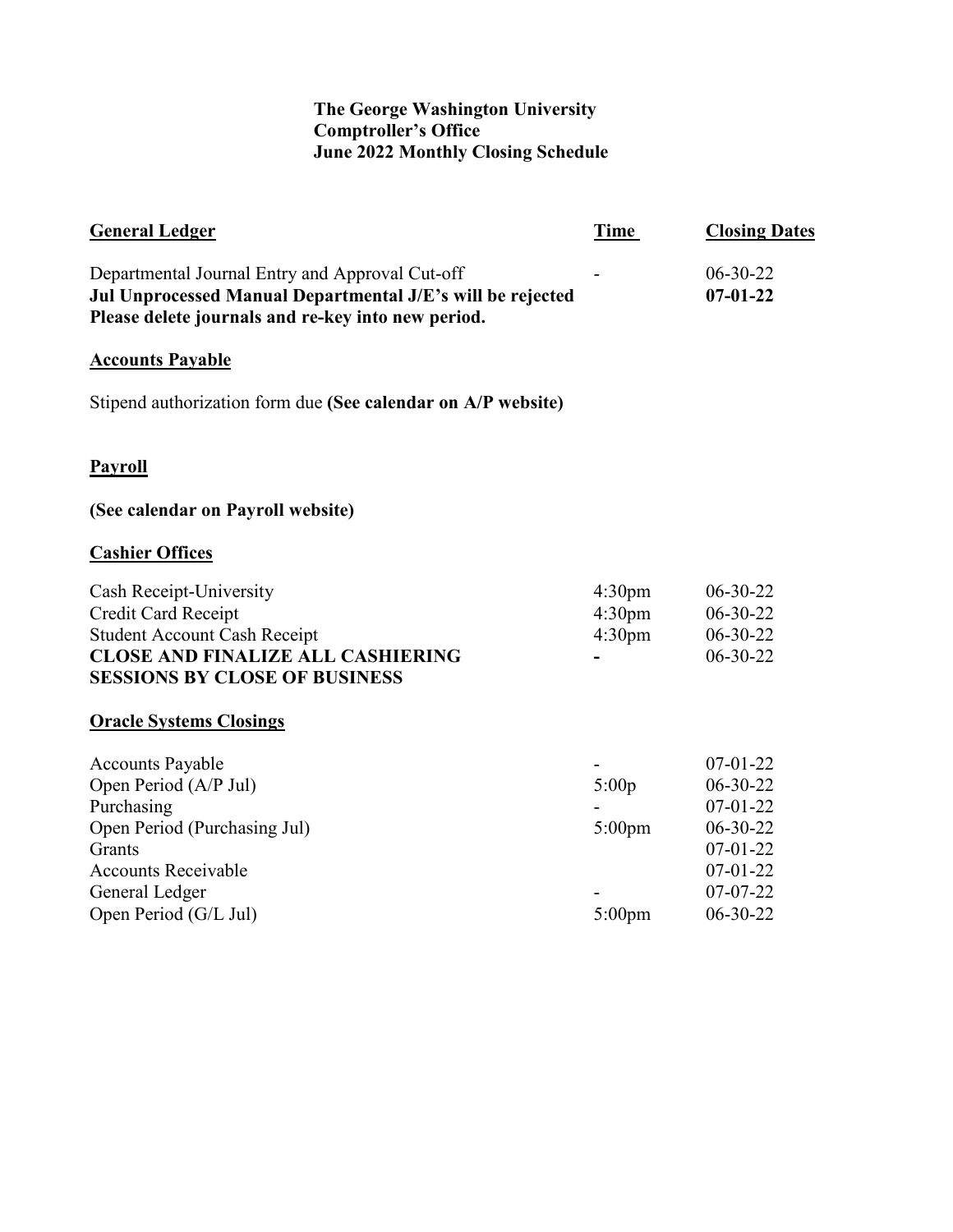**The George Washington University**
**Comptroller's Office**
**June 2022 Monthly Closing Schedule**

| General Ledger | Time | Closing Dates |
|---|---|---|
| Departmental Journal Entry and Approval Cut-off | - | 06-30-22 |
| **Jul Unprocessed Manual Departmental J/E's will be rejected Please delete journals and re-key into new period.** | | **07-01-22** |

**Accounts Payable**

Stipend authorization form due **(See calendar on A/P website)**

**Payroll**

**(See calendar on Payroll website)**

| Cashier Offices | Time | Closing Dates |
|---|---|---|
| Cash Receipt-University | 4:30pm | 06-30-22 |
| Credit Card Receipt | 4:30pm | 06-30-22 |
| Student Account Cash Receipt | 4:30pm | 06-30-22 |
| **CLOSE AND FINALIZE ALL CASHIERING SESSIONS BY CLOSE OF BUSINESS** | **-** | 06-30-22 |

| Oracle Systems Closings | Time | Closing Dates |
|---|---|---|
| Accounts Payable | - | 07-01-22 |
| Open Period (A/P Jul) | 5:00p | 06-30-22 |
| Purchasing | - | 07-01-22 |
| Open Period (Purchasing Jul) | 5:00pm | 06-30-22 |
| Grants | | 07-01-22 |
| Accounts Receivable | | 07-01-22 |
| General Ledger | - | 07-07-22 |
| Open Period (G/L Jul) | 5:00pm | 06-30-22 |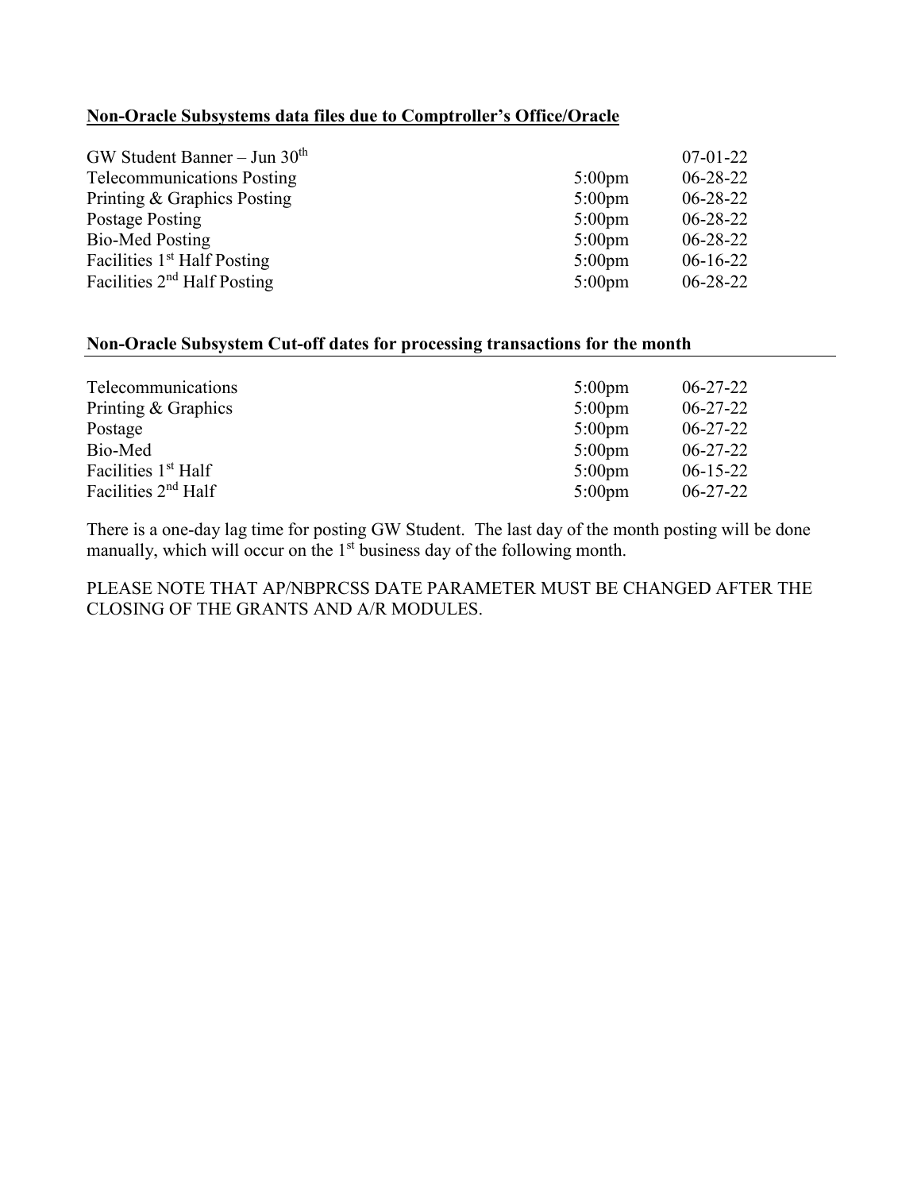**Non-Oracle Subsystems data files due to Comptroller's Office/Oracle**

| | | |
|---|---|---|
| GW Student Banner – Jun 30th | | 07-01-22 |
| Telecommunications Posting | 5:00pm | 06-28-22 |
| Printing & Graphics Posting | 5:00pm | 06-28-22 |
| Postage Posting | 5:00pm | 06-28-22 |
| Bio-Med Posting | 5:00pm | 06-28-22 |
| Facilities 1st Half Posting | 5:00pm | 06-16-22 |
| Facilities 2nd Half Posting | 5:00pm | 06-28-22 |

**Non-Oracle Subsystem Cut-off dates for processing transactions for the month**

| | | |
|---|---|---|
| Telecommunications | 5:00pm | 06-27-22 |
| Printing & Graphics | 5:00pm | 06-27-22 |
| Postage | 5:00pm | 06-27-22 |
| Bio-Med | 5:00pm | 06-27-22 |
| Facilities 1st Half | 5:00pm | 06-15-22 |
| Facilities 2nd Half | 5:00pm | 06-27-22 |

There is a one-day lag time for posting GW Student. The last day of the month posting will be done manually, which will occur on the 1st business day of the following month.

PLEASE NOTE THAT AP/NBPRCSS DATE PARAMETER MUST BE CHANGED AFTER THE CLOSING OF THE GRANTS AND A/R MODULES.